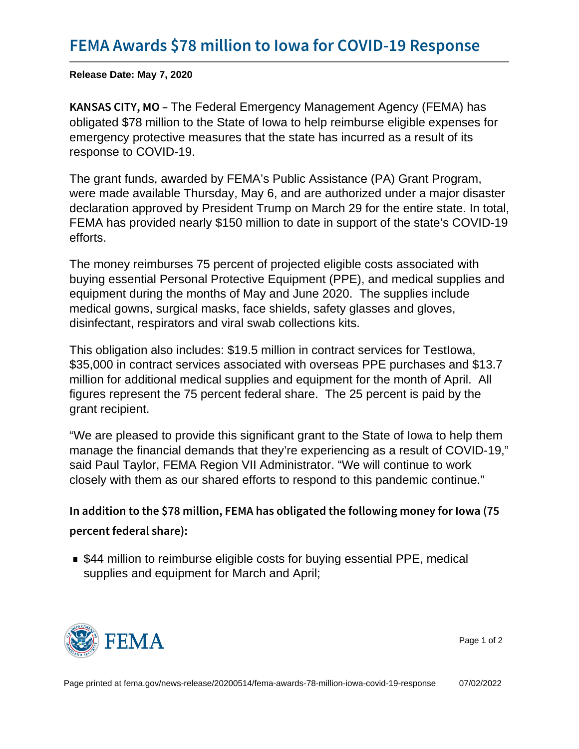# FEMA Awards $78 million to Iowa for COVID-19 Response

**Release Date: May 7, 2020**

KANSAS CITY, MO – The Federal Emergency Management Agency (FEMA) has obligated $78 million to the State of Iowa to help reimburse eligible expenses for emergency protective measures that the state has incurred as a result of its response to COVID-19.

The grant funds, awarded by FEMA's Public Assistance (PA) Grant Program, were made available Thursday, May 6, and are authorized under a major disaster declaration approved by President Trump on March 29 for the entire state. In total, FEMA has provided nearly $150 million to date in support of the state's COVID-19 efforts.

The money reimburses 75 percent of projected eligible costs associated with buying essential Personal Protective Equipment (PPE), and medical supplies and equipment during the months of May and June 2020. The supplies include medical gowns, surgical masks, face shields, safety glasses and gloves, disinfectant, respirators and viral swab collections kits.

This obligation also includes: $19.5 million in contract services for TestIowa, $35,000 in contract services associated with overseas PPE purchases and $13.7 million for additional medical supplies and equipment for the month of April. All figures represent the 75 percent federal share. The 25 percent is paid by the grant recipient.

"We are pleased to provide this significant grant to the State of Iowa to help them manage the financial demands that they're experiencing as a result of COVID-19," said Paul Taylor, FEMA Region VII Administrator. "We will continue to work closely with them as our shared efforts to respond to this pandemic continue."

### In addition to the $78 million, FEMA has obligated the following money for Iowa (75 percent federal share):

- $44 million to reimburse eligible costs for buying essential PPE, medical supplies and equipment for March and April;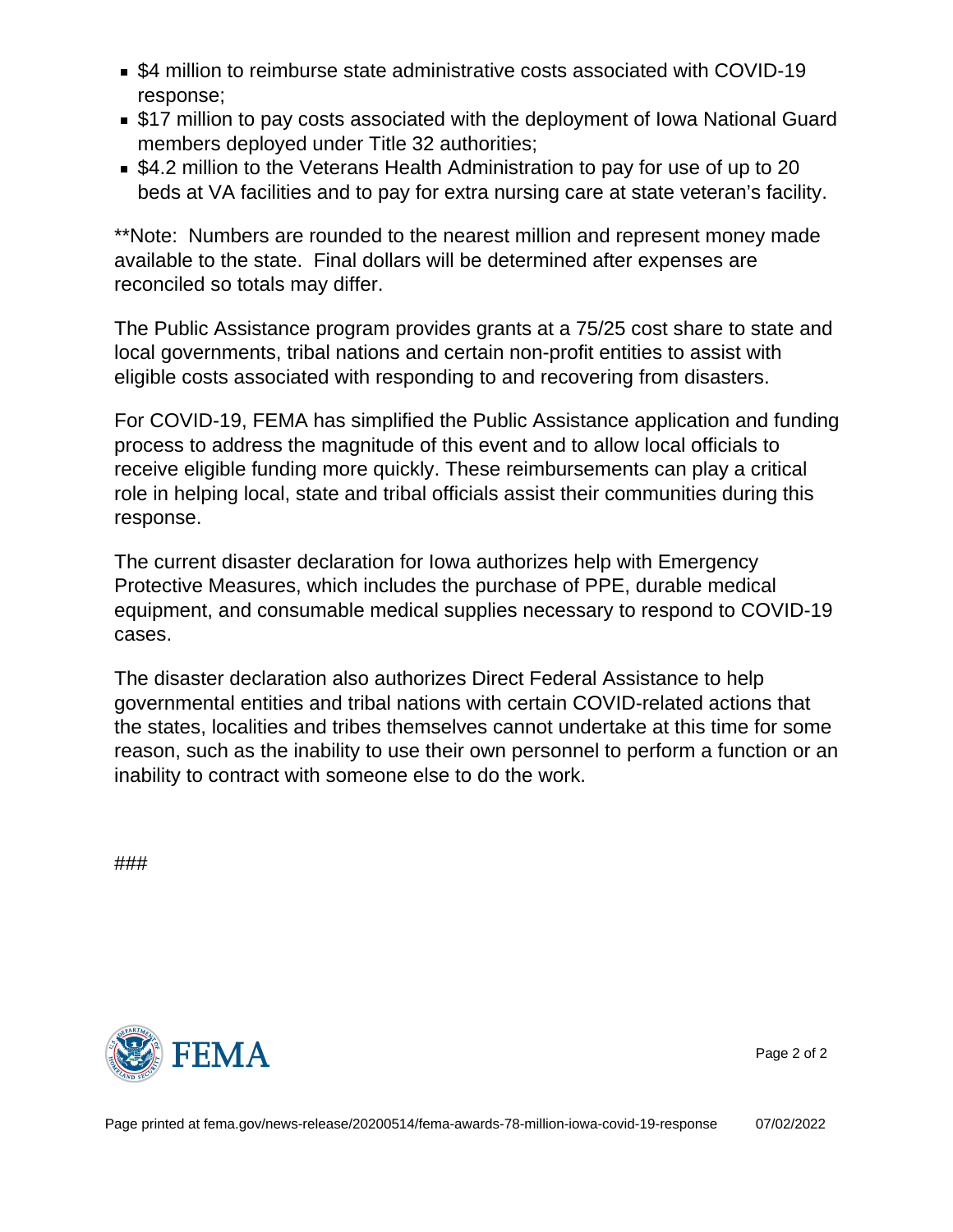- $4 million to reimburse state administrative costs associated with COVID-19 response;
- $17 million to pay costs associated with the deployment of Iowa National Guard members deployed under Title 32 authorities;
- $4.2 million to the Veterans Health Administration to pay for use of up to 20 beds at VA facilities and to pay for extra nursing care at state veteran's facility.

**Note: Numbers are rounded to the nearest million and represent money made available to the state. Final dollars will be determined after expenses are reconciled so totals may differ.

The Public Assistance program provides grants at a 75/25 cost share to state and local governments, tribal nations and certain non-profit entities to assist with eligible costs associated with responding to and recovering from disasters.

For COVID-19, FEMA has simplified the Public Assistance application and funding process to address the magnitude of this event and to allow local officials to receive eligible funding more quickly. These reimbursements can play a critical role in helping local, state and tribal officials assist their communities during this response.

The current disaster declaration for Iowa authorizes help with Emergency Protective Measures, which includes the purchase of PPE, durable medical equipment, and consumable medical supplies necessary to respond to COVID-19 cases.

The disaster declaration also authorizes Direct Federal Assistance to help governmental entities and tribal nations with certain COVID-related actions that the states, localities and tribes themselves cannot undertake at this time for some reason, such as the inability to use their own personnel to perform a function or an inability to contract with someone else to do the work.

###